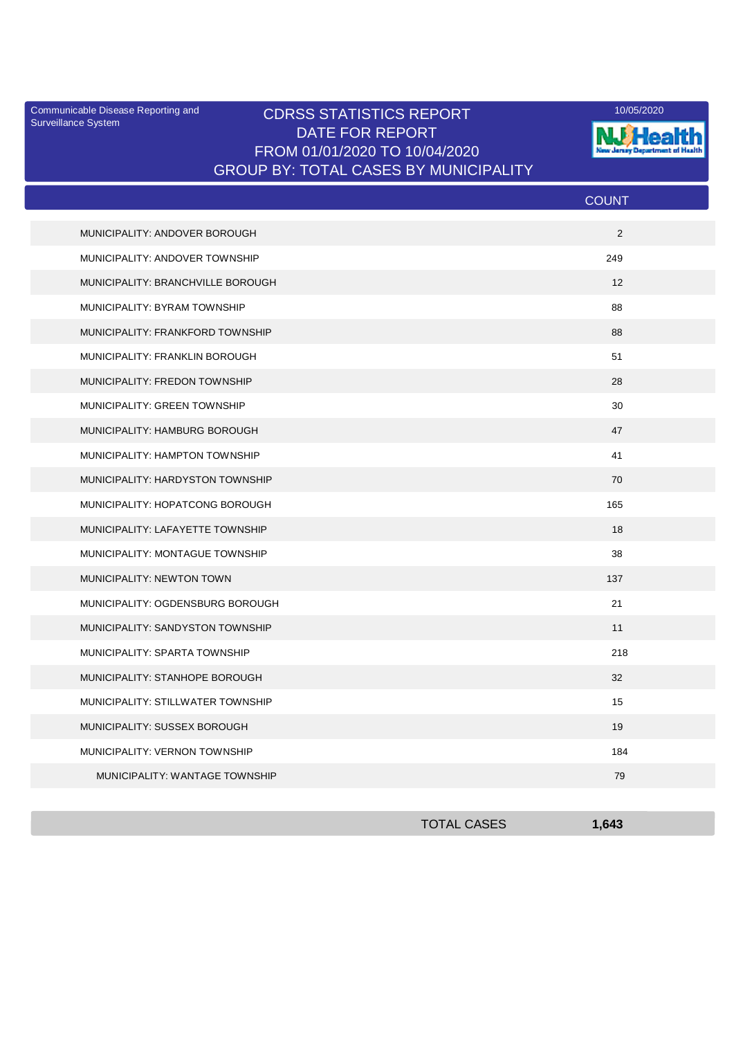Communicable Disease Reporting and Surveillance System

# CDRSS STATISTICS REPORT
## DATE FOR REPORT
## FROM 01/01/2020 TO 10/04/2020
## GROUP BY: TOTAL CASES BY MUNICIPALITY

10/05/2020

NJ Health — New Jersey Department of Health

| | COUNT |
|---|---|
| MUNICIPALITY: ANDOVER BOROUGH | 2 |
| MUNICIPALITY: ANDOVER TOWNSHIP | 249 |
| MUNICIPALITY: BRANCHVILLE BOROUGH | 12 |
| MUNICIPALITY: BYRAM TOWNSHIP | 88 |
| MUNICIPALITY: FRANKFORD TOWNSHIP | 88 |
| MUNICIPALITY: FRANKLIN BOROUGH | 51 |
| MUNICIPALITY: FREDON TOWNSHIP | 28 |
| MUNICIPALITY: GREEN TOWNSHIP | 30 |
| MUNICIPALITY: HAMBURG BOROUGH | 47 |
| MUNICIPALITY: HAMPTON TOWNSHIP | 41 |
| MUNICIPALITY: HARDYSTON TOWNSHIP | 70 |
| MUNICIPALITY: HOPATCONG BOROUGH | 165 |
| MUNICIPALITY: LAFAYETTE TOWNSHIP | 18 |
| MUNICIPALITY: MONTAGUE TOWNSHIP | 38 |
| MUNICIPALITY: NEWTON TOWN | 137 |
| MUNICIPALITY: OGDENSBURG BOROUGH | 21 |
| MUNICIPALITY: SANDYSTON TOWNSHIP | 11 |
| MUNICIPALITY: SPARTA TOWNSHIP | 218 |
| MUNICIPALITY: STANHOPE BOROUGH | 32 |
| MUNICIPALITY: STILLWATER TOWNSHIP | 15 |
| MUNICIPALITY: SUSSEX BOROUGH | 19 |
| MUNICIPALITY: VERNON TOWNSHIP | 184 |
| MUNICIPALITY: WANTAGE TOWNSHIP | 79 |
| **TOTAL CASES** | **1,643** |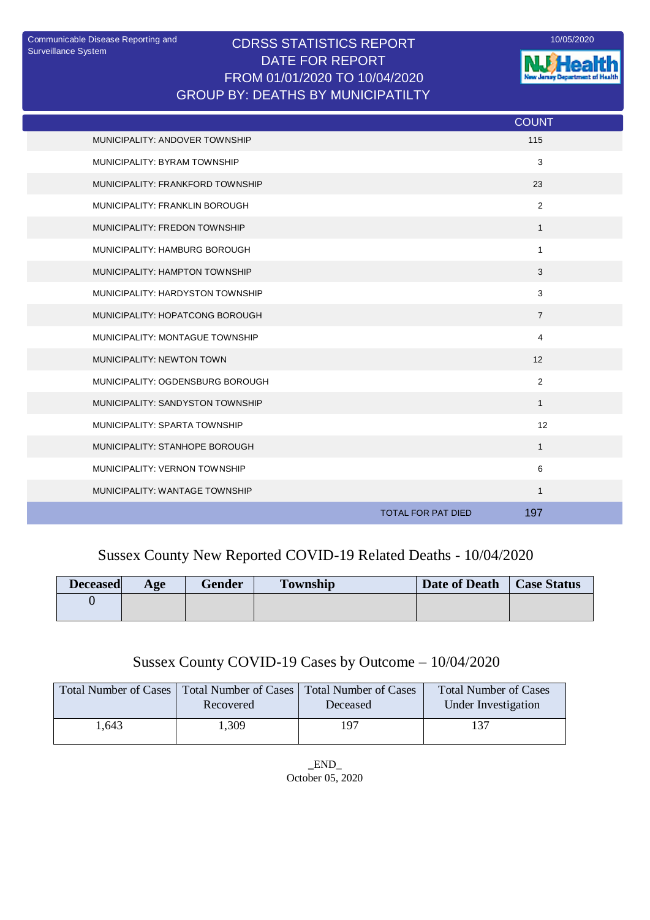Communicable Disease Reporting and Surveillance System

10/05/2020

# CDRSS STATISTICS REPORT
DATE FOR REPORT
FROM 01/01/2020 TO 10/04/2020
GROUP BY: DEATHS BY MUNICIPATILTY

| | COUNT |
|---|---|
| MUNICIPALITY: ANDOVER TOWNSHIP | 115 |
| MUNICIPALITY: BYRAM TOWNSHIP | 3 |
| MUNICIPALITY: FRANKFORD TOWNSHIP | 23 |
| MUNICIPALITY: FRANKLIN BOROUGH | 2 |
| MUNICIPALITY: FREDON TOWNSHIP | 1 |
| MUNICIPALITY: HAMBURG BOROUGH | 1 |
| MUNICIPALITY: HAMPTON TOWNSHIP | 3 |
| MUNICIPALITY: HARDYSTON TOWNSHIP | 3 |
| MUNICIPALITY: HOPATCONG BOROUGH | 7 |
| MUNICIPALITY: MONTAGUE TOWNSHIP | 4 |
| MUNICIPALITY: NEWTON TOWN | 12 |
| MUNICIPALITY: OGDENSBURG BOROUGH | 2 |
| MUNICIPALITY: SANDYSTON TOWNSHIP | 1 |
| MUNICIPALITY: SPARTA TOWNSHIP | 12 |
| MUNICIPALITY: STANHOPE BOROUGH | 1 |
| MUNICIPALITY: VERNON TOWNSHIP | 6 |
| MUNICIPALITY: WANTAGE TOWNSHIP | 1 |
| TOTAL FOR PAT DIED | 197 |

## Sussex County New Reported COVID-19 Related Deaths - 10/04/2020

| Deceased | Age | Gender | Township | Date of Death | Case Status |
|---|---|---|---|---|---|
| 0 | | | | | |

## Sussex County COVID-19 Cases by Outcome – 10/04/2020

| Total Number of Cases | Total Number of Cases Recovered | Total Number of Cases Deceased | Total Number of Cases Under Investigation |
|---|---|---|---|
| 1,643 | 1,309 | 197 | 137 |

_END_
October 05, 2020